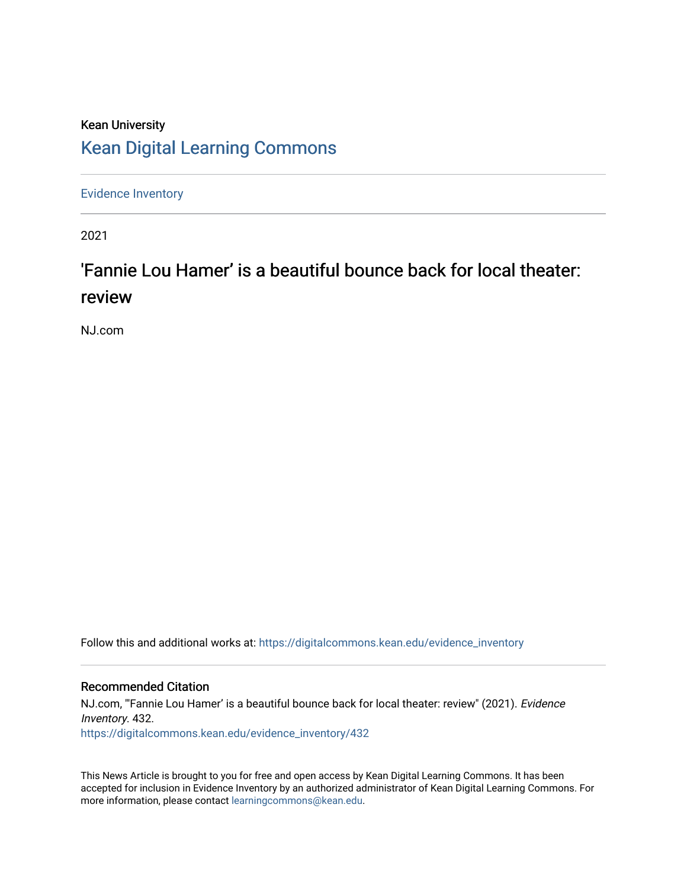Kean University

## Kean Digital Learning Commons

Evidence Inventory

2021

# 'Fannie Lou Hamer' is a beautiful bounce back for local theater: review

NJ.com

Follow this and additional works at: https://digitalcommons.kean.edu/evidence_inventory

### Recommended Citation

NJ.com, "'Fannie Lou Hamer' is a beautiful bounce back for local theater: review" (2021). *Evidence Inventory*. 432.
https://digitalcommons.kean.edu/evidence_inventory/432

This News Article is brought to you for free and open access by Kean Digital Learning Commons. It has been accepted for inclusion in Evidence Inventory by an authorized administrator of Kean Digital Learning Commons. For more information, please contact learningcommons@kean.edu.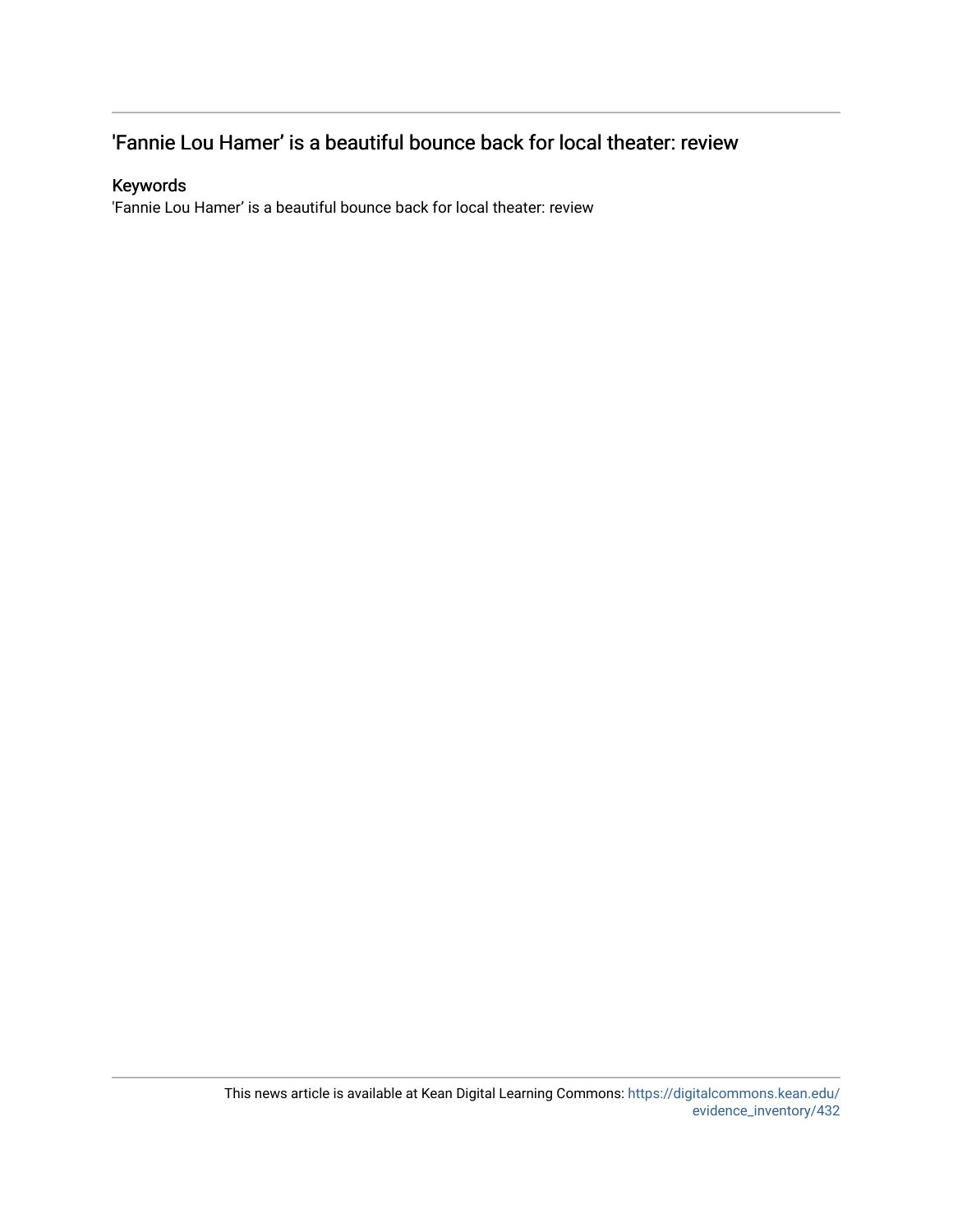## 'Fannie Lou Hamer' is a beautiful bounce back for local theater: review

### Keywords

'Fannie Lou Hamer' is a beautiful bounce back for local theater: review

This news article is available at Kean Digital Learning Commons: https://digitalcommons.kean.edu/evidence_inventory/432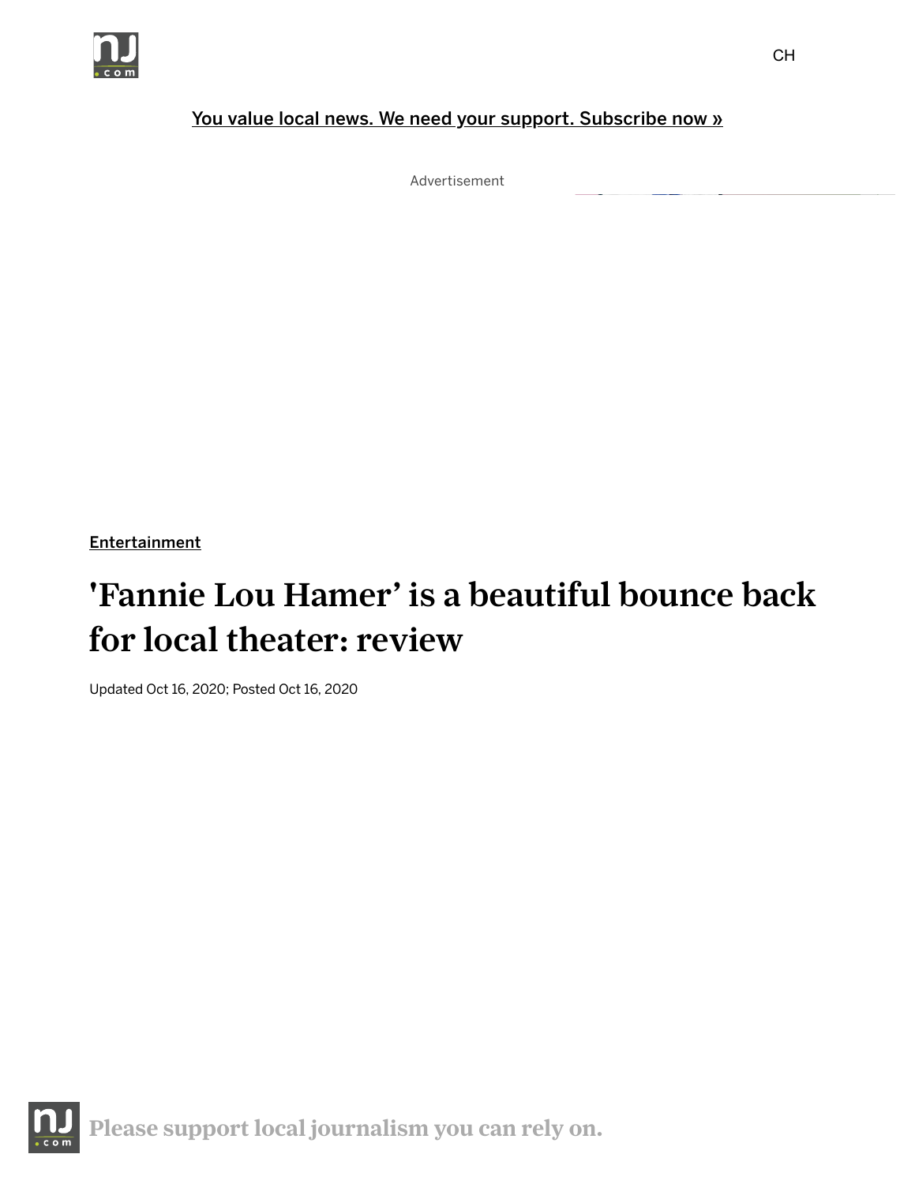Entertainment

# 'Fannie Lou Hamer' is a beautiful bounce back for local theater: review

Updated Oct 16, 2020; Posted Oct 16, 2020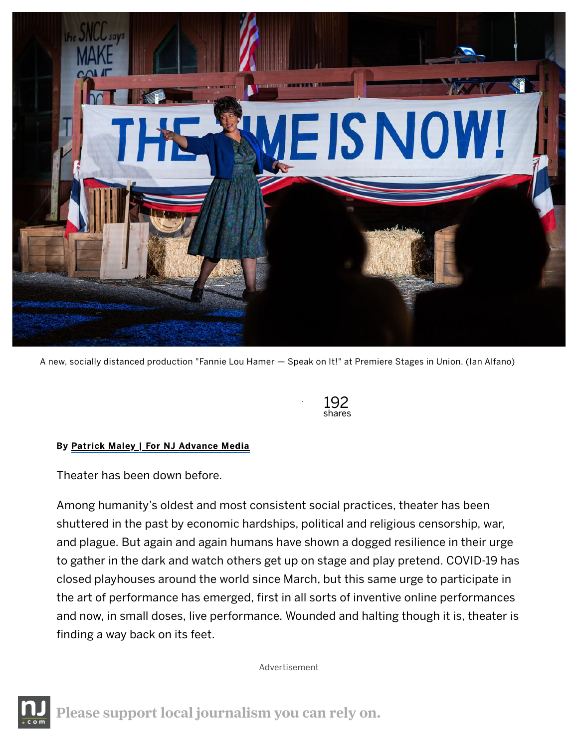A new, socially distanced production "Fannie Lou Hamer — Speak on It!" at Premiere Stages in Union. (Ian Alfano)

192
shares

**By Patrick Maley | For NJ Advance Media**

Theater has been down before.

Among humanity's oldest and most consistent social practices, theater has been shuttered in the past by economic hardships, political and religious censorship, war, and plague. But again and again humans have shown a dogged resilience in their urge to gather in the dark and watch others get up on stage and play pretend. COVID-19 has closed playhouses around the world since March, but this same urge to participate in the art of performance has emerged, first in all sorts of inventive online performances and now, in small doses, live performance. Wounded and halting though it is, theater is finding a way back on its feet.

Advertisement

Please support local journalism you can rely on.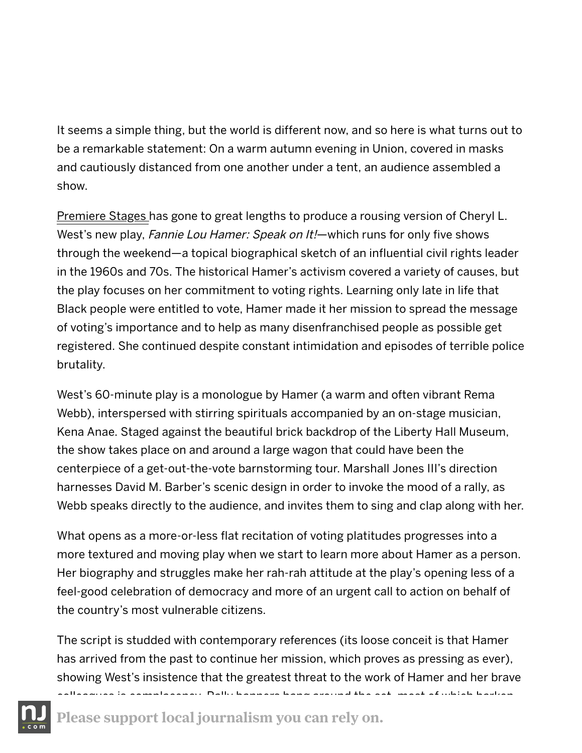It seems a simple thing, but the world is different now, and so here is what turns out to be a remarkable statement: On a warm autumn evening in Union, covered in masks and cautiously distanced from one another under a tent, an audience assembled a show.

Premiere Stages has gone to great lengths to produce a rousing version of Cheryl L. West's new play, *Fannie Lou Hamer: Speak on It!*—which runs for only five shows through the weekend—a topical biographical sketch of an influential civil rights leader in the 1960s and 70s. The historical Hamer's activism covered a variety of causes, but the play focuses on her commitment to voting rights. Learning only late in life that Black people were entitled to vote, Hamer made it her mission to spread the message of voting's importance and to help as many disenfranchised people as possible get registered. She continued despite constant intimidation and episodes of terrible police brutality.

West's 60-minute play is a monologue by Hamer (a warm and often vibrant Rema Webb), interspersed with stirring spirituals accompanied by an on-stage musician, Kena Anae. Staged against the beautiful brick backdrop of the Liberty Hall Museum, the show takes place on and around a large wagon that could have been the centerpiece of a get-out-the-vote barnstorming tour. Marshall Jones III's direction harnesses David M. Barber's scenic design in order to invoke the mood of a rally, as Webb speaks directly to the audience, and invites them to sing and clap along with her.

What opens as a more-or-less flat recitation of voting platitudes progresses into a more textured and moving play when we start to learn more about Hamer as a person. Her biography and struggles make her rah-rah attitude at the play's opening less of a feel-good celebration of democracy and more of an urgent call to action on behalf of the country's most vulnerable citizens.

The script is studded with contemporary references (its loose conceit is that Hamer has arrived from the past to continue her mission, which proves as pressing as ever), showing West's insistence that the greatest threat to the work of Hamer and her brave colleagues is complacency. Rally banners hang around the set, most of which harken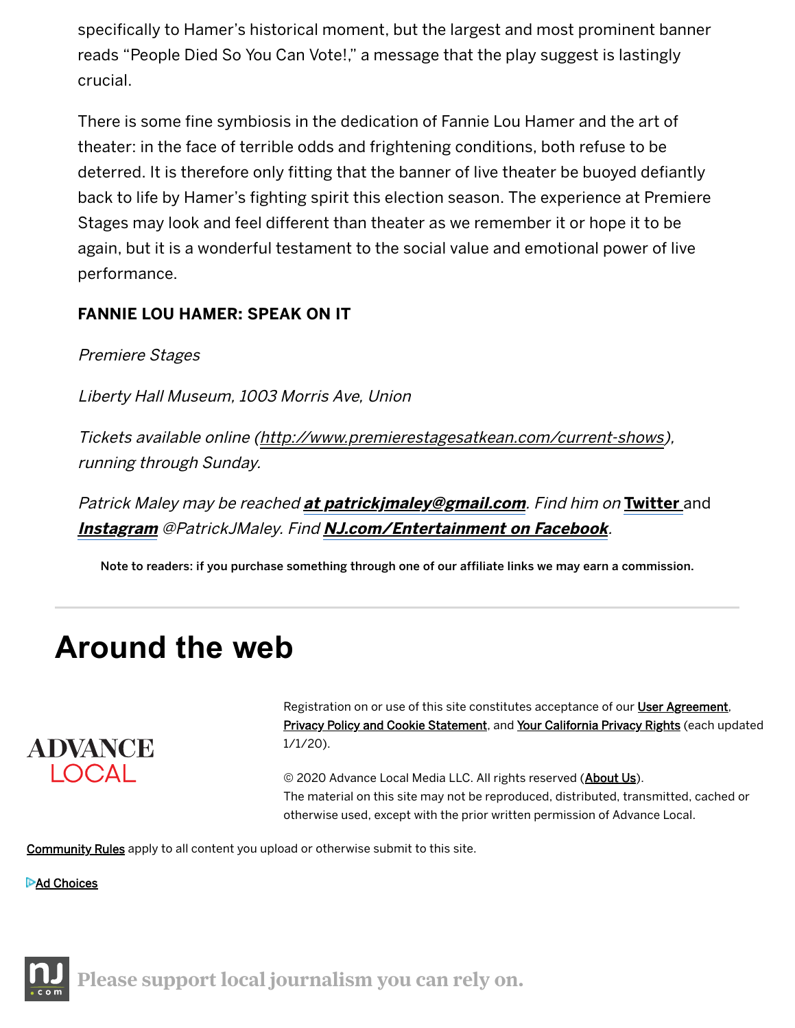specifically to Hamer's historical moment, but the largest and most prominent banner reads "People Died So You Can Vote!," a message that the play suggest is lastingly crucial.

There is some fine symbiosis in the dedication of Fannie Lou Hamer and the art of theater: in the face of terrible odds and frightening conditions, both refuse to be deterred. It is therefore only fitting that the banner of live theater be buoyed defiantly back to life by Hamer's fighting spirit this election season. The experience at Premiere Stages may look and feel different than theater as we remember it or hope it to be again, but it is a wonderful testament to the social value and emotional power of live performance.

**FANNIE LOU HAMER: SPEAK ON IT**

*Premiere Stages*

*Liberty Hall Museum, 1003 Morris Ave, Union*

*Tickets available online (http://www.premierestagesatkean.com/current-shows), running through Sunday.*

*Patrick Maley may be reached* ***at patrickjmaley@gmail.com****. Find him on* **Twitter** and ***Instagram*** *@PatrickJMaley. Find* ***NJ.com/Entertainment on Facebook****.*

Note to readers: if you purchase something through one of our affiliate links we may earn a commission.

## Around the web

ADVANCE LOCAL

Registration on or use of this site constitutes acceptance of our User Agreement, Privacy Policy and Cookie Statement, and Your California Privacy Rights (each updated 1/1/20).

© 2020 Advance Local Media LLC. All rights reserved (About Us). The material on this site may not be reproduced, distributed, transmitted, cached or otherwise used, except with the prior written permission of Advance Local.

Community Rules apply to all content you upload or otherwise submit to this site.

Ad Choices

Please support local journalism you can rely on.